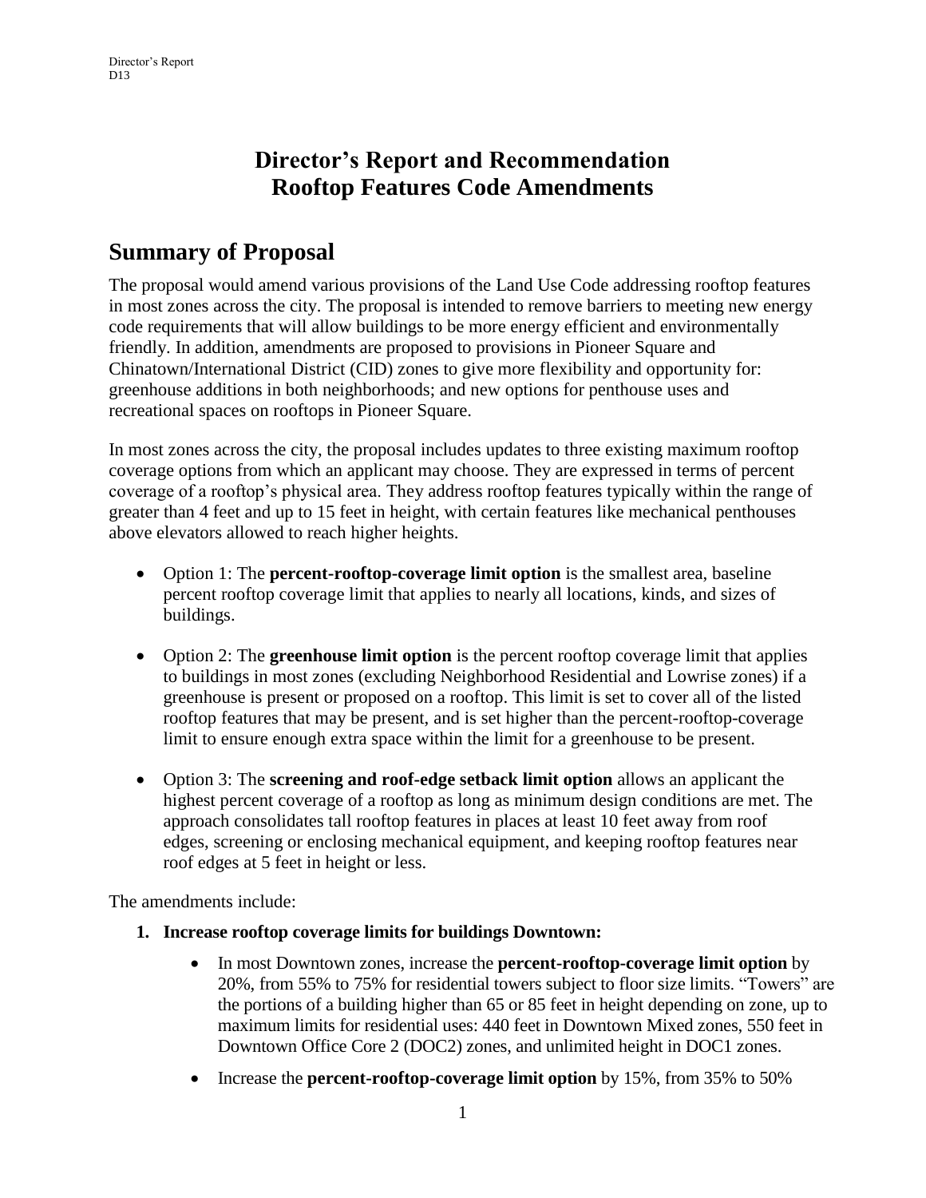# Director's Report and Recommendation
# Rooftop Features Code Amendments

## Summary of Proposal

The proposal would amend various provisions of the Land Use Code addressing rooftop features in most zones across the city. The proposal is intended to remove barriers to meeting new energy code requirements that will allow buildings to be more energy efficient and environmentally friendly. In addition, amendments are proposed to provisions in Pioneer Square and Chinatown/International District (CID) zones to give more flexibility and opportunity for: greenhouse additions in both neighborhoods; and new options for penthouse uses and recreational spaces on rooftops in Pioneer Square.

In most zones across the city, the proposal includes updates to three existing maximum rooftop coverage options from which an applicant may choose. They are expressed in terms of percent coverage of a rooftop's physical area. They address rooftop features typically within the range of greater than 4 feet and up to 15 feet in height, with certain features like mechanical penthouses above elevators allowed to reach higher heights.

- Option 1: The **percent-rooftop-coverage limit option** is the smallest area, baseline percent rooftop coverage limit that applies to nearly all locations, kinds, and sizes of buildings.
- Option 2: The **greenhouse limit option** is the percent rooftop coverage limit that applies to buildings in most zones (excluding Neighborhood Residential and Lowrise zones) if a greenhouse is present or proposed on a rooftop. This limit is set to cover all of the listed rooftop features that may be present, and is set higher than the percent-rooftop-coverage limit to ensure enough extra space within the limit for a greenhouse to be present.
- Option 3: The **screening and roof-edge setback limit option** allows an applicant the highest percent coverage of a rooftop as long as minimum design conditions are met. The approach consolidates tall rooftop features in places at least 10 feet away from roof edges, screening or enclosing mechanical equipment, and keeping rooftop features near roof edges at 5 feet in height or less.

The amendments include:

1. **Increase rooftop coverage limits for buildings Downtown:**
   - In most Downtown zones, increase the **percent-rooftop-coverage limit option** by 20%, from 55% to 75% for residential towers subject to floor size limits. "Towers" are the portions of a building higher than 65 or 85 feet in height depending on zone, up to maximum limits for residential uses: 440 feet in Downtown Mixed zones, 550 feet in Downtown Office Core 2 (DOC2) zones, and unlimited height in DOC1 zones.
   - Increase the **percent-rooftop-coverage limit option** by 15%, from 35% to 50%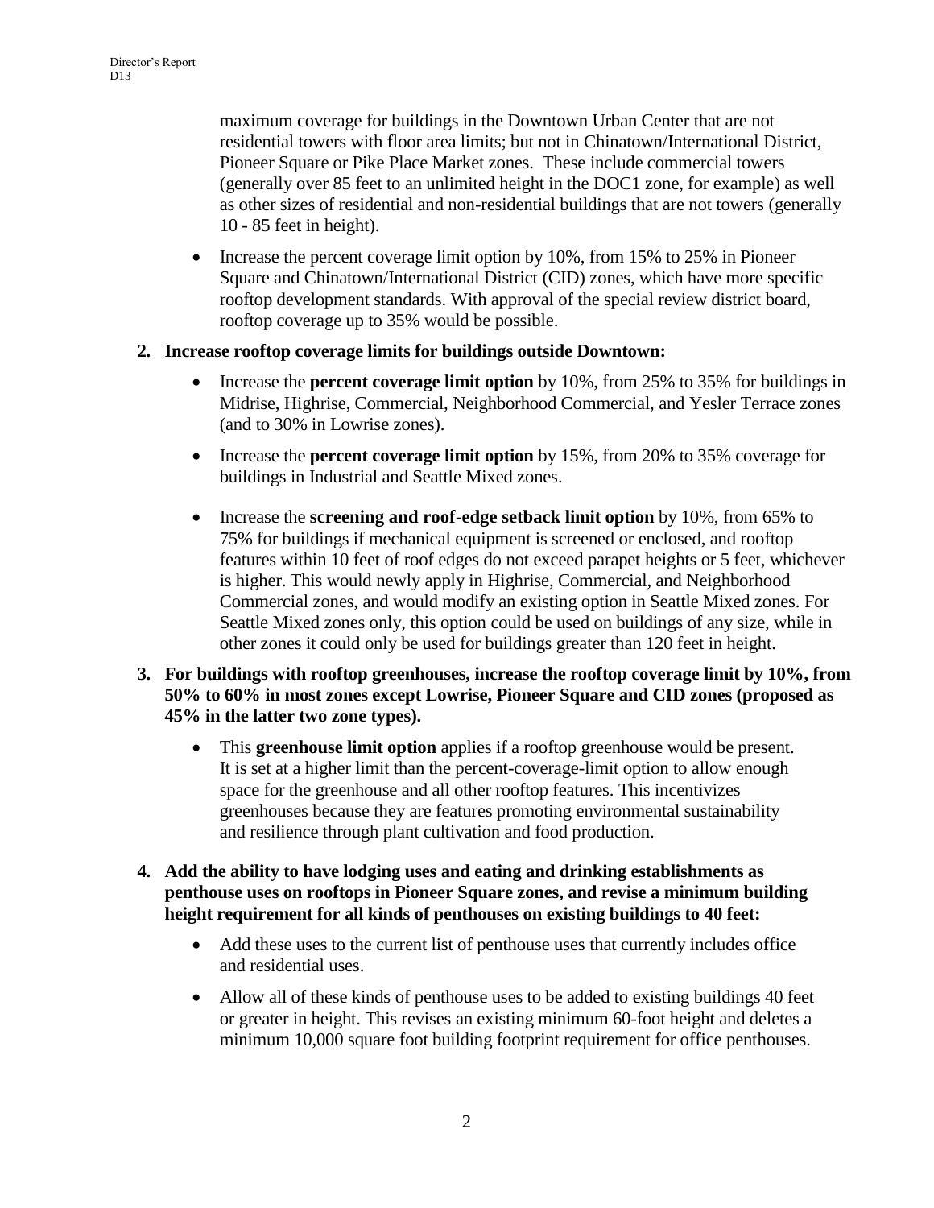maximum coverage for buildings in the Downtown Urban Center that are not residential towers with floor area limits; but not in Chinatown/International District, Pioneer Square or Pike Place Market zones. These include commercial towers (generally over 85 feet to an unlimited height in the DOC1 zone, for example) as well as other sizes of residential and non-residential buildings that are not towers (generally 10 - 85 feet in height).

- Increase the percent coverage limit option by 10%, from 15% to 25% in Pioneer Square and Chinatown/International District (CID) zones, which have more specific rooftop development standards. With approval of the special review district board, rooftop coverage up to 35% would be possible.

**2. Increase rooftop coverage limits for buildings outside Downtown:**

- Increase the **percent coverage limit option** by 10%, from 25% to 35% for buildings in Midrise, Highrise, Commercial, Neighborhood Commercial, and Yesler Terrace zones (and to 30% in Lowrise zones).
- Increase the **percent coverage limit option** by 15%, from 20% to 35% coverage for buildings in Industrial and Seattle Mixed zones.
- Increase the **screening and roof-edge setback limit option** by 10%, from 65% to 75% for buildings if mechanical equipment is screened or enclosed, and rooftop features within 10 feet of roof edges do not exceed parapet heights or 5 feet, whichever is higher. This would newly apply in Highrise, Commercial, and Neighborhood Commercial zones, and would modify an existing option in Seattle Mixed zones. For Seattle Mixed zones only, this option could be used on buildings of any size, while in other zones it could only be used for buildings greater than 120 feet in height.

**3. For buildings with rooftop greenhouses, increase the rooftop coverage limit by 10%, from 50% to 60% in most zones except Lowrise, Pioneer Square and CID zones (proposed as 45% in the latter two zone types).**

- This **greenhouse limit option** applies if a rooftop greenhouse would be present. It is set at a higher limit than the percent-coverage-limit option to allow enough space for the greenhouse and all other rooftop features. This incentivizes greenhouses because they are features promoting environmental sustainability and resilience through plant cultivation and food production.

**4. Add the ability to have lodging uses and eating and drinking establishments as penthouse uses on rooftops in Pioneer Square zones, and revise a minimum building height requirement for all kinds of penthouses on existing buildings to 40 feet:**

- Add these uses to the current list of penthouse uses that currently includes office and residential uses.
- Allow all of these kinds of penthouse uses to be added to existing buildings 40 feet or greater in height. This revises an existing minimum 60-foot height and deletes a minimum 10,000 square foot building footprint requirement for office penthouses.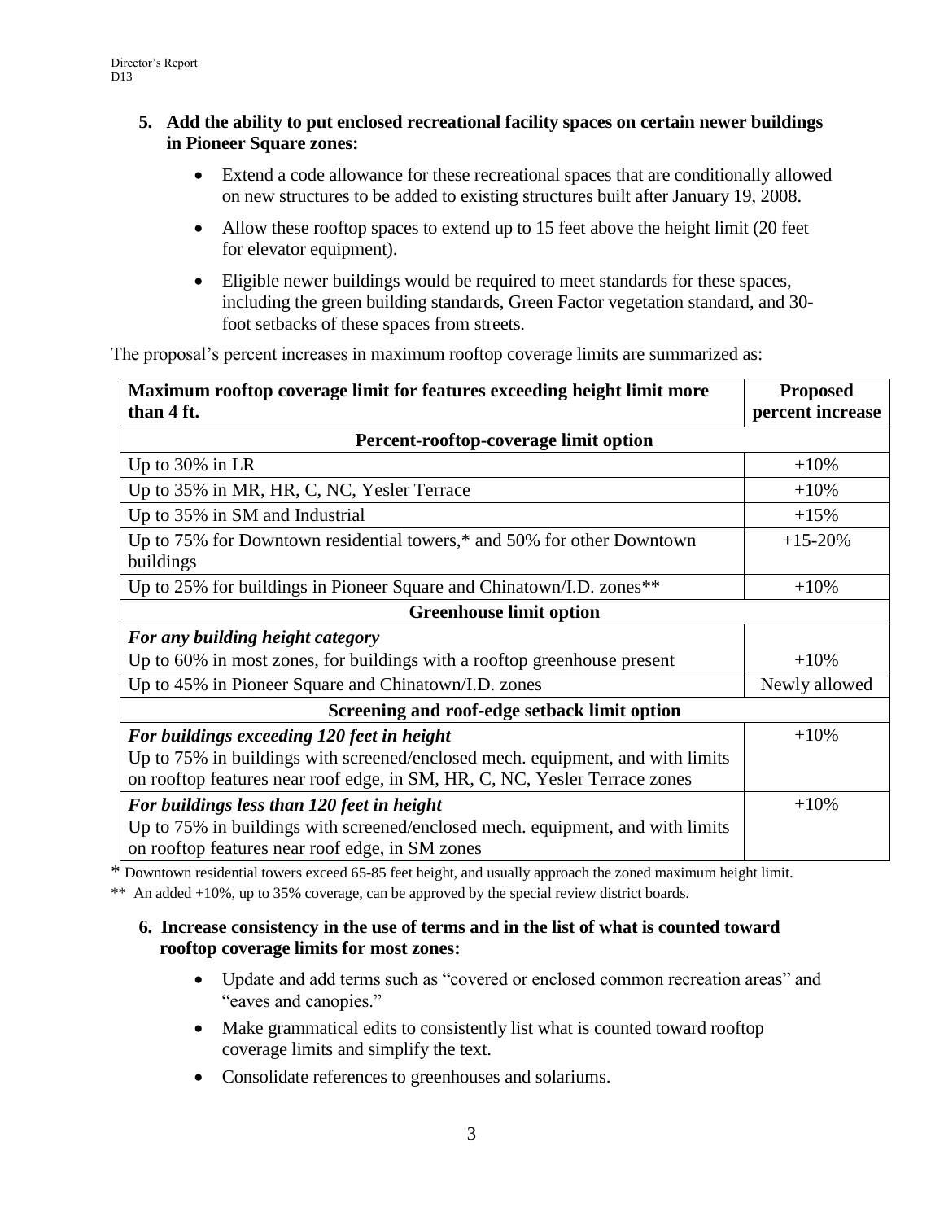5. **Add the ability to put enclosed recreational facility spaces on certain newer buildings in Pioneer Square zones:**

   - Extend a code allowance for these recreational spaces that are conditionally allowed on new structures to be added to existing structures built after January 19, 2008.
   - Allow these rooftop spaces to extend up to 15 feet above the height limit (20 feet for elevator equipment).
   - Eligible newer buildings would be required to meet standards for these spaces, including the green building standards, Green Factor vegetation standard, and 30-foot setbacks of these spaces from streets.

The proposal's percent increases in maximum rooftop coverage limits are summarized as:

| Maximum rooftop coverage limit for features exceeding height limit more than 4 ft. | Proposed percent increase |
|---|---|
| **Percent-rooftop-coverage limit option** | |
| Up to 30% in LR | +10% |
| Up to 35% in MR, HR, C, NC, Yesler Terrace | +10% |
| Up to 35% in SM and Industrial | +15% |
| Up to 75% for Downtown residential towers,* and 50% for other Downtown buildings | +15-20% |
| Up to 25% for buildings in Pioneer Square and Chinatown/I.D. zones** | +10% |
| **Greenhouse limit option** | |
| ***For any building height category*** Up to 60% in most zones, for buildings with a rooftop greenhouse present | +10% |
| Up to 45% in Pioneer Square and Chinatown/I.D. zones | Newly allowed |
| **Screening and roof-edge setback limit option** | |
| ***For buildings exceeding 120 feet in height*** Up to 75% in buildings with screened/enclosed mech. equipment, and with limits on rooftop features near roof edge, in SM, HR, C, NC, Yesler Terrace zones | +10% |
| ***For buildings less than 120 feet in height*** Up to 75% in buildings with screened/enclosed mech. equipment, and with limits on rooftop features near roof edge, in SM zones | +10% |

\* Downtown residential towers exceed 65-85 feet height, and usually approach the zoned maximum height limit.

** An added +10%, up to 35% coverage, can be approved by the special review district boards.

6. **Increase consistency in the use of terms and in the list of what is counted toward rooftop coverage limits for most zones:**

   - Update and add terms such as "covered or enclosed common recreation areas" and "eaves and canopies."
   - Make grammatical edits to consistently list what is counted toward rooftop coverage limits and simplify the text.
   - Consolidate references to greenhouses and solariums.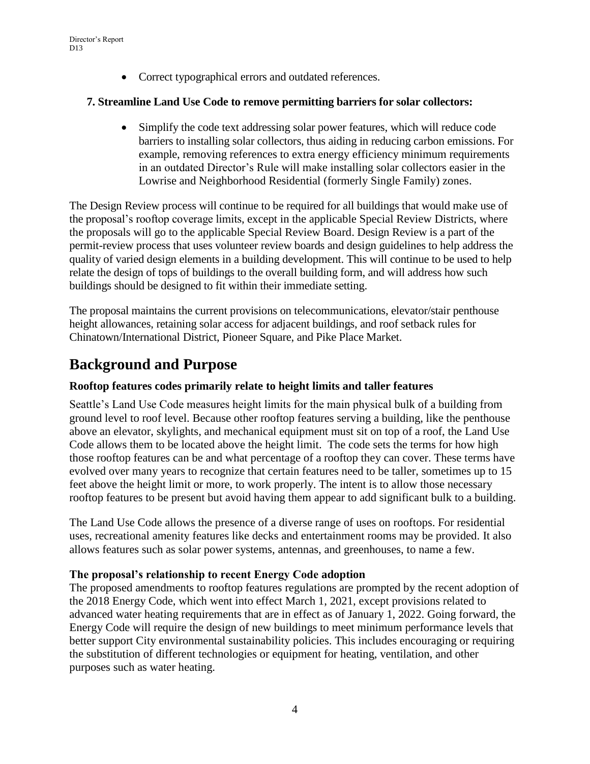- Correct typographical errors and outdated references.

**7. Streamline Land Use Code to remove permitting barriers for solar collectors:**

- Simplify the code text addressing solar power features, which will reduce code barriers to installing solar collectors, thus aiding in reducing carbon emissions. For example, removing references to extra energy efficiency minimum requirements in an outdated Director's Rule will make installing solar collectors easier in the Lowrise and Neighborhood Residential (formerly Single Family) zones.

The Design Review process will continue to be required for all buildings that would make use of the proposal's rooftop coverage limits, except in the applicable Special Review Districts, where the proposals will go to the applicable Special Review Board. Design Review is a part of the permit-review process that uses volunteer review boards and design guidelines to help address the quality of varied design elements in a building development. This will continue to be used to help relate the design of tops of buildings to the overall building form, and will address how such buildings should be designed to fit within their immediate setting.

The proposal maintains the current provisions on telecommunications, elevator/stair penthouse height allowances, retaining solar access for adjacent buildings, and roof setback rules for Chinatown/International District, Pioneer Square, and Pike Place Market.

# Background and Purpose

### Rooftop features codes primarily relate to height limits and taller features

Seattle's Land Use Code measures height limits for the main physical bulk of a building from ground level to roof level. Because other rooftop features serving a building, like the penthouse above an elevator, skylights, and mechanical equipment must sit on top of a roof, the Land Use Code allows them to be located above the height limit. The code sets the terms for how high those rooftop features can be and what percentage of a rooftop they can cover. These terms have evolved over many years to recognize that certain features need to be taller, sometimes up to 15 feet above the height limit or more, to work properly. The intent is to allow those necessary rooftop features to be present but avoid having them appear to add significant bulk to a building.

The Land Use Code allows the presence of a diverse range of uses on rooftops. For residential uses, recreational amenity features like decks and entertainment rooms may be provided. It also allows features such as solar power systems, antennas, and greenhouses, to name a few.

### The proposal's relationship to recent Energy Code adoption

The proposed amendments to rooftop features regulations are prompted by the recent adoption of the 2018 Energy Code, which went into effect March 1, 2021, except provisions related to advanced water heating requirements that are in effect as of January 1, 2022. Going forward, the Energy Code will require the design of new buildings to meet minimum performance levels that better support City environmental sustainability policies. This includes encouraging or requiring the substitution of different technologies or equipment for heating, ventilation, and other purposes such as water heating.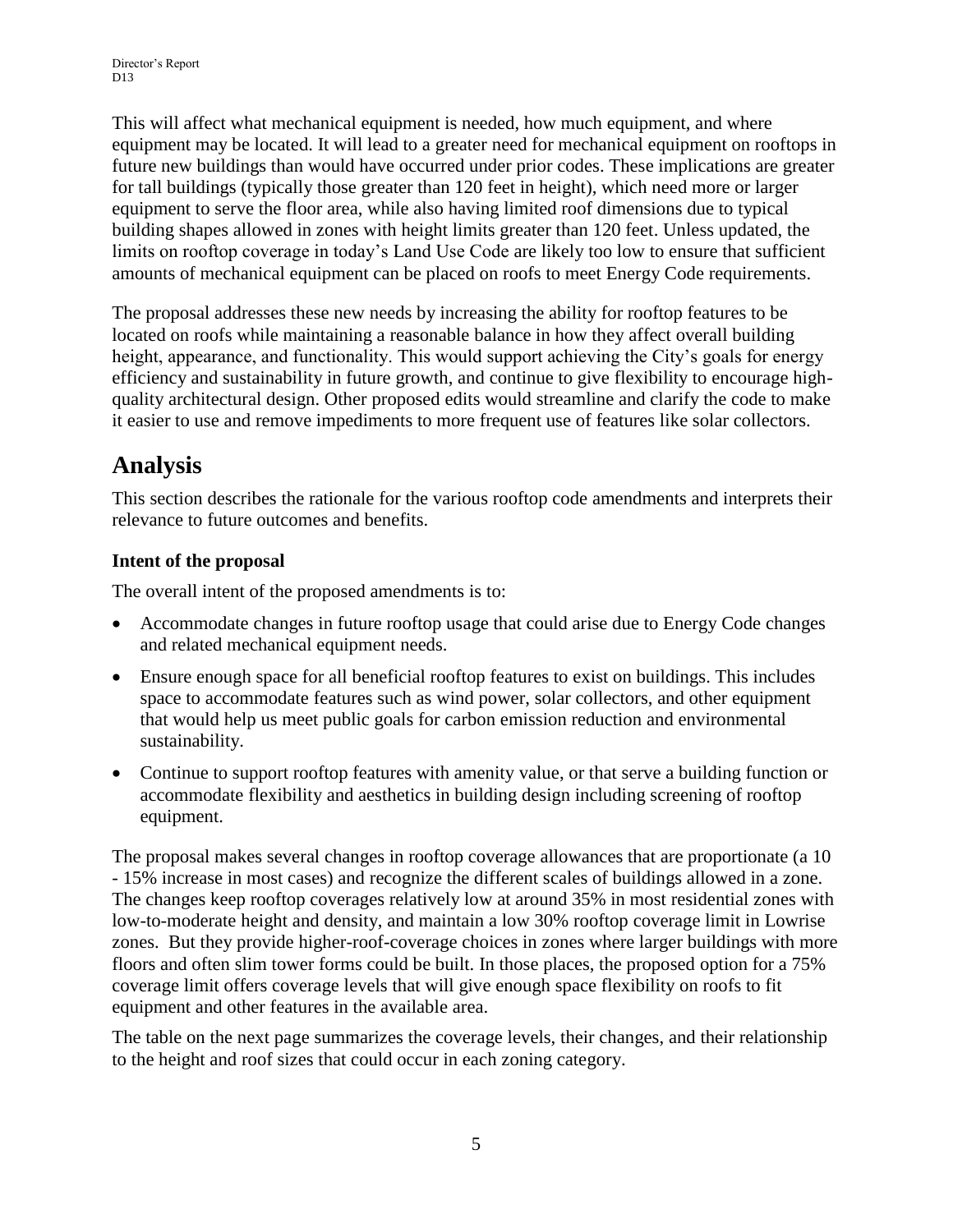This will affect what mechanical equipment is needed, how much equipment, and where equipment may be located. It will lead to a greater need for mechanical equipment on rooftops in future new buildings than would have occurred under prior codes. These implications are greater for tall buildings (typically those greater than 120 feet in height), which need more or larger equipment to serve the floor area, while also having limited roof dimensions due to typical building shapes allowed in zones with height limits greater than 120 feet. Unless updated, the limits on rooftop coverage in today's Land Use Code are likely too low to ensure that sufficient amounts of mechanical equipment can be placed on roofs to meet Energy Code requirements.

The proposal addresses these new needs by increasing the ability for rooftop features to be located on roofs while maintaining a reasonable balance in how they affect overall building height, appearance, and functionality. This would support achieving the City's goals for energy efficiency and sustainability in future growth, and continue to give flexibility to encourage high-quality architectural design. Other proposed edits would streamline and clarify the code to make it easier to use and remove impediments to more frequent use of features like solar collectors.

# Analysis

This section describes the rationale for the various rooftop code amendments and interprets their relevance to future outcomes and benefits.

### Intent of the proposal

The overall intent of the proposed amendments is to:

- Accommodate changes in future rooftop usage that could arise due to Energy Code changes and related mechanical equipment needs.
- Ensure enough space for all beneficial rooftop features to exist on buildings. This includes space to accommodate features such as wind power, solar collectors, and other equipment that would help us meet public goals for carbon emission reduction and environmental sustainability.
- Continue to support rooftop features with amenity value, or that serve a building function or accommodate flexibility and aesthetics in building design including screening of rooftop equipment.

The proposal makes several changes in rooftop coverage allowances that are proportionate (a 10 - 15% increase in most cases) and recognize the different scales of buildings allowed in a zone. The changes keep rooftop coverages relatively low at around 35% in most residential zones with low-to-moderate height and density, and maintain a low 30% rooftop coverage limit in Lowrise zones. But they provide higher-roof-coverage choices in zones where larger buildings with more floors and often slim tower forms could be built. In those places, the proposed option for a 75% coverage limit offers coverage levels that will give enough space flexibility on roofs to fit equipment and other features in the available area.

The table on the next page summarizes the coverage levels, their changes, and their relationship to the height and roof sizes that could occur in each zoning category.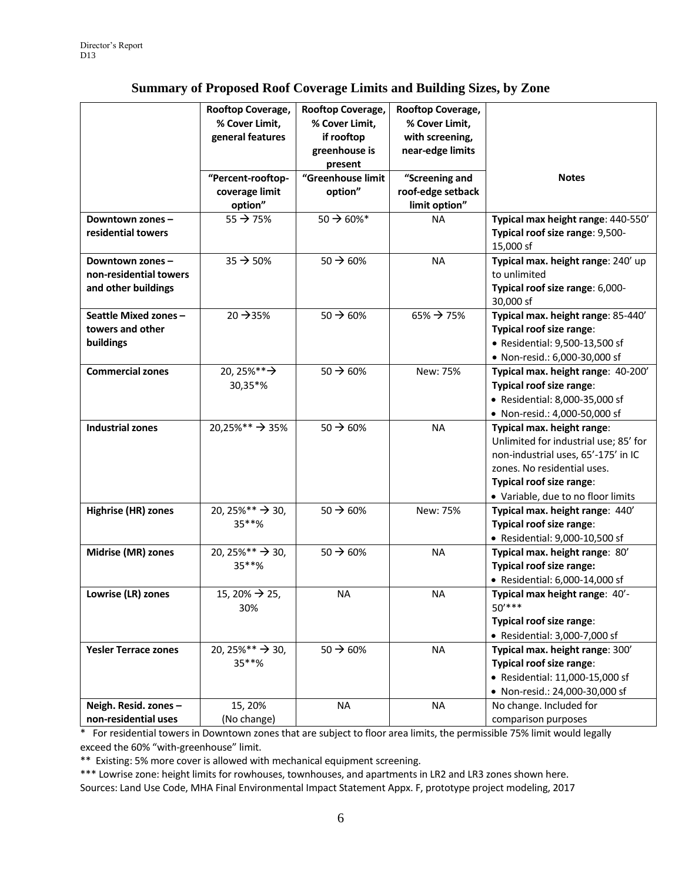## Summary of Proposed Roof Coverage Limits and Building Sizes, by Zone

| | Rooftop Coverage, % Cover Limit, general features | Rooftop Coverage, % Cover Limit, if rooftop greenhouse is present | Rooftop Coverage, % Cover Limit, with screening, near-edge limits | |
|---|---|---|---|---|
| | "Percent-rooftop-coverage limit option" | "Greenhouse limit option" | "Screening and roof-edge setback limit option" | **Notes** |
| **Downtown zones – residential towers** | 55 → 75% | 50 → 60%* | NA | **Typical max height range**: 440-550' **Typical roof size range**: 9,500-15,000 sf |
| **Downtown zones – non-residential towers and other buildings** | 35 → 50% | 50 → 60% | NA | **Typical max. height range**: 240' up to unlimited **Typical roof size range**: 6,000-30,000 sf |
| **Seattle Mixed zones – towers and other buildings** | 20 →35% | 50 → 60% | 65% → 75% | **Typical max. height range**: 85-440' **Typical roof size range**: • Residential: 9,500-13,500 sf • Non-resid.: 6,000-30,000 sf |
| **Commercial zones** | 20, 25%**→ 30,35*% | 50 → 60% | New: 75% | **Typical max. height range**: 40-200' **Typical roof size range**: • Residential: 8,000-35,000 sf • Non-resid.: 4,000-50,000 sf |
| **Industrial zones** | 20,25%** → 35% | 50 → 60% | NA | **Typical max. height range**: Unlimited for industrial use; 85' for non-industrial uses, 65'-175' in IC zones. No residential uses. **Typical roof size range**: • Variable, due to no floor limits |
| **Highrise (HR) zones** | 20, 25%** → 30, 35**% | 50 → 60% | New: 75% | **Typical max. height range**: 440' **Typical roof size range**: • Residential: 9,000-10,500 sf |
| **Midrise (MR) zones** | 20, 25%** → 30, 35**% | 50 → 60% | NA | **Typical max. height range**: 80' **Typical roof size range:** • Residential: 6,000-14,000 sf |
| **Lowrise (LR) zones** | 15, 20% → 25, 30% | NA | NA | **Typical max height range**: 40'-50'*** **Typical roof size range**: • Residential: 3,000-7,000 sf |
| **Yesler Terrace zones** | 20, 25%** → 30, 35**% | 50 → 60% | NA | **Typical max. height range**: 300' **Typical roof size range**: • Residential: 11,000-15,000 sf • Non-resid.: 24,000-30,000 sf |
| **Neigh. Resid. zones – non-residential uses** | 15, 20% (No change) | NA | NA | No change. Included for comparison purposes |

\* For residential towers in Downtown zones that are subject to floor area limits, the permissible 75% limit would legally exceed the 60% "with-greenhouse" limit.

** Existing: 5% more cover is allowed with mechanical equipment screening.

*** Lowrise zone: height limits for rowhouses, townhouses, and apartments in LR2 and LR3 zones shown here.

Sources: Land Use Code, MHA Final Environmental Impact Statement Appx. F, prototype project modeling, 2017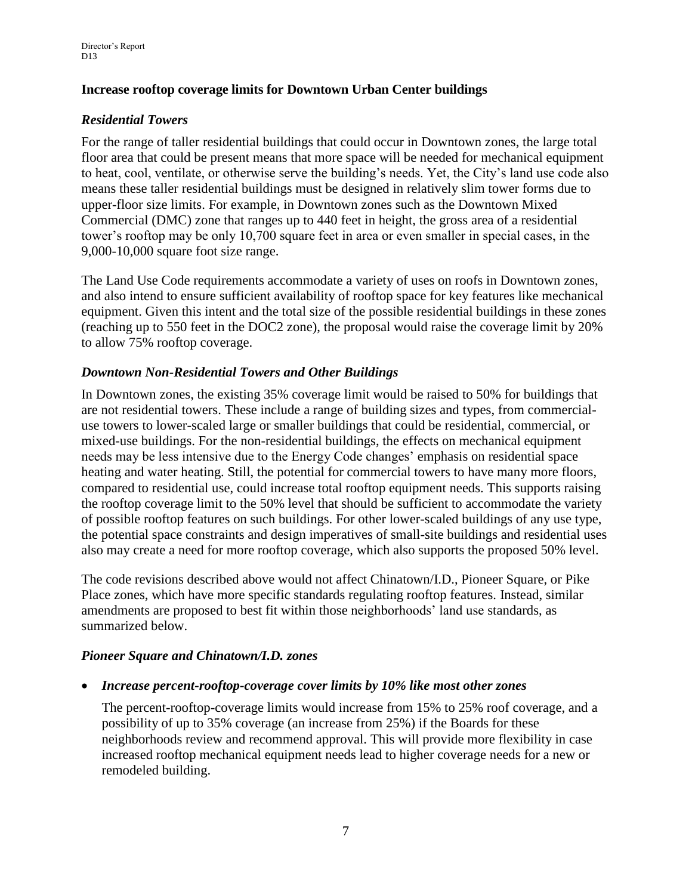### Increase rooftop coverage limits for Downtown Urban Center buildings

#### *Residential Towers*

For the range of taller residential buildings that could occur in Downtown zones, the large total floor area that could be present means that more space will be needed for mechanical equipment to heat, cool, ventilate, or otherwise serve the building's needs. Yet, the City's land use code also means these taller residential buildings must be designed in relatively slim tower forms due to upper-floor size limits. For example, in Downtown zones such as the Downtown Mixed Commercial (DMC) zone that ranges up to 440 feet in height, the gross area of a residential tower's rooftop may be only 10,700 square feet in area or even smaller in special cases, in the 9,000-10,000 square foot size range.

The Land Use Code requirements accommodate a variety of uses on roofs in Downtown zones, and also intend to ensure sufficient availability of rooftop space for key features like mechanical equipment. Given this intent and the total size of the possible residential buildings in these zones (reaching up to 550 feet in the DOC2 zone), the proposal would raise the coverage limit by 20% to allow 75% rooftop coverage.

#### *Downtown Non-Residential Towers and Other Buildings*

In Downtown zones, the existing 35% coverage limit would be raised to 50% for buildings that are not residential towers. These include a range of building sizes and types, from commercial-use towers to lower-scaled large or smaller buildings that could be residential, commercial, or mixed-use buildings. For the non-residential buildings, the effects on mechanical equipment needs may be less intensive due to the Energy Code changes' emphasis on residential space heating and water heating. Still, the potential for commercial towers to have many more floors, compared to residential use, could increase total rooftop equipment needs. This supports raising the rooftop coverage limit to the 50% level that should be sufficient to accommodate the variety of possible rooftop features on such buildings. For other lower-scaled buildings of any use type, the potential space constraints and design imperatives of small-site buildings and residential uses also may create a need for more rooftop coverage, which also supports the proposed 50% level.

The code revisions described above would not affect Chinatown/I.D., Pioneer Square, or Pike Place zones, which have more specific standards regulating rooftop features. Instead, similar amendments are proposed to best fit within those neighborhoods' land use standards, as summarized below.

#### *Pioneer Square and Chinatown/I.D. zones*

- ***Increase percent-rooftop-coverage cover limits by 10% like most other zones***

  The percent-rooftop-coverage limits would increase from 15% to 25% roof coverage, and a possibility of up to 35% coverage (an increase from 25%) if the Boards for these neighborhoods review and recommend approval. This will provide more flexibility in case increased rooftop mechanical equipment needs lead to higher coverage needs for a new or remodeled building.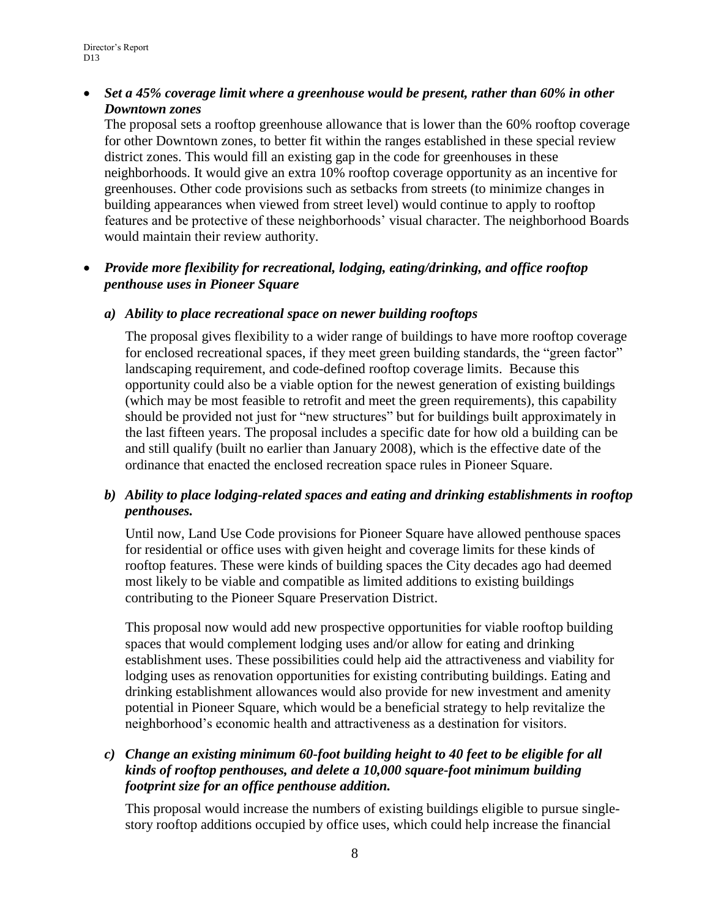- ***Set a 45% coverage limit where a greenhouse would be present, rather than 60% in other Downtown zones***

  The proposal sets a rooftop greenhouse allowance that is lower than the 60% rooftop coverage for other Downtown zones, to better fit within the ranges established in these special review district zones. This would fill an existing gap in the code for greenhouses in these neighborhoods. It would give an extra 10% rooftop coverage opportunity as an incentive for greenhouses. Other code provisions such as setbacks from streets (to minimize changes in building appearances when viewed from street level) would continue to apply to rooftop features and be protective of these neighborhoods' visual character. The neighborhood Boards would maintain their review authority.

- ***Provide more flexibility for recreational, lodging, eating/drinking, and office rooftop penthouse uses in Pioneer Square***

  ***a) Ability to place recreational space on newer building rooftops***

  The proposal gives flexibility to a wider range of buildings to have more rooftop coverage for enclosed recreational spaces, if they meet green building standards, the "green factor" landscaping requirement, and code-defined rooftop coverage limits. Because this opportunity could also be a viable option for the newest generation of existing buildings (which may be most feasible to retrofit and meet the green requirements), this capability should be provided not just for "new structures" but for buildings built approximately in the last fifteen years. The proposal includes a specific date for how old a building can be and still qualify (built no earlier than January 2008), which is the effective date of the ordinance that enacted the enclosed recreation space rules in Pioneer Square.

  ***b) Ability to place lodging-related spaces and eating and drinking establishments in rooftop penthouses.***

  Until now, Land Use Code provisions for Pioneer Square have allowed penthouse spaces for residential or office uses with given height and coverage limits for these kinds of rooftop features. These were kinds of building spaces the City decades ago had deemed most likely to be viable and compatible as limited additions to existing buildings contributing to the Pioneer Square Preservation District.

  This proposal now would add new prospective opportunities for viable rooftop building spaces that would complement lodging uses and/or allow for eating and drinking establishment uses. These possibilities could help aid the attractiveness and viability for lodging uses as renovation opportunities for existing contributing buildings. Eating and drinking establishment allowances would also provide for new investment and amenity potential in Pioneer Square, which would be a beneficial strategy to help revitalize the neighborhood's economic health and attractiveness as a destination for visitors.

  ***c) Change an existing minimum 60-foot building height to 40 feet to be eligible for all kinds of rooftop penthouses, and delete a 10,000 square-foot minimum building footprint size for an office penthouse addition.***

  This proposal would increase the numbers of existing buildings eligible to pursue single-story rooftop additions occupied by office uses, which could help increase the financial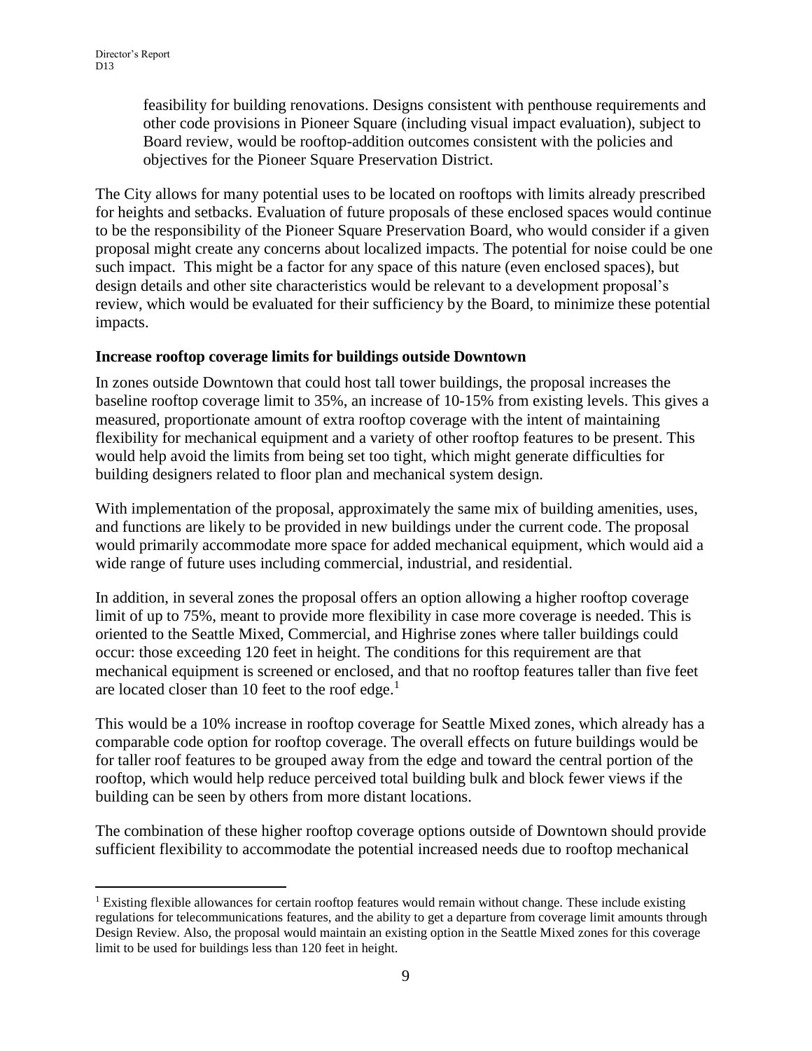feasibility for building renovations. Designs consistent with penthouse requirements and other code provisions in Pioneer Square (including visual impact evaluation), subject to Board review, would be rooftop-addition outcomes consistent with the policies and objectives for the Pioneer Square Preservation District.

The City allows for many potential uses to be located on rooftops with limits already prescribed for heights and setbacks. Evaluation of future proposals of these enclosed spaces would continue to be the responsibility of the Pioneer Square Preservation Board, who would consider if a given proposal might create any concerns about localized impacts. The potential for noise could be one such impact. This might be a factor for any space of this nature (even enclosed spaces), but design details and other site characteristics would be relevant to a development proposal's review, which would be evaluated for their sufficiency by the Board, to minimize these potential impacts.

**Increase rooftop coverage limits for buildings outside Downtown**

In zones outside Downtown that could host tall tower buildings, the proposal increases the baseline rooftop coverage limit to 35%, an increase of 10-15% from existing levels. This gives a measured, proportionate amount of extra rooftop coverage with the intent of maintaining flexibility for mechanical equipment and a variety of other rooftop features to be present. This would help avoid the limits from being set too tight, which might generate difficulties for building designers related to floor plan and mechanical system design.

With implementation of the proposal, approximately the same mix of building amenities, uses, and functions are likely to be provided in new buildings under the current code. The proposal would primarily accommodate more space for added mechanical equipment, which would aid a wide range of future uses including commercial, industrial, and residential.

In addition, in several zones the proposal offers an option allowing a higher rooftop coverage limit of up to 75%, meant to provide more flexibility in case more coverage is needed. This is oriented to the Seattle Mixed, Commercial, and Highrise zones where taller buildings could occur: those exceeding 120 feet in height. The conditions for this requirement are that mechanical equipment is screened or enclosed, and that no rooftop features taller than five feet are located closer than 10 feet to the roof edge.[1]

This would be a 10% increase in rooftop coverage for Seattle Mixed zones, which already has a comparable code option for rooftop coverage. The overall effects on future buildings would be for taller roof features to be grouped away from the edge and toward the central portion of the rooftop, which would help reduce perceived total building bulk and block fewer views if the building can be seen by others from more distant locations.

The combination of these higher rooftop coverage options outside of Downtown should provide sufficient flexibility to accommodate the potential increased needs due to rooftop mechanical

[1] Existing flexible allowances for certain rooftop features would remain without change. These include existing regulations for telecommunications features, and the ability to get a departure from coverage limit amounts through Design Review. Also, the proposal would maintain an existing option in the Seattle Mixed zones for this coverage limit to be used for buildings less than 120 feet in height.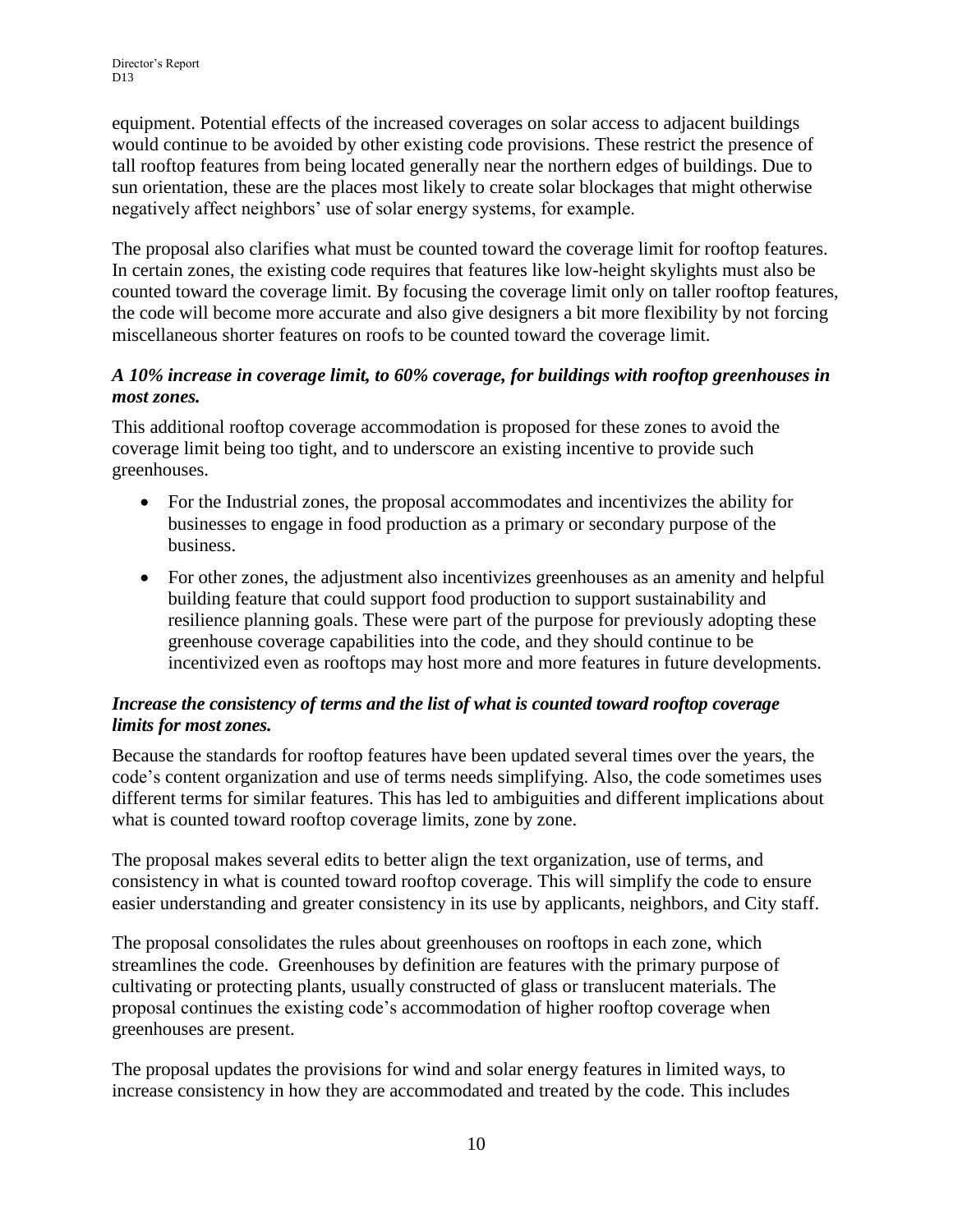equipment. Potential effects of the increased coverages on solar access to adjacent buildings would continue to be avoided by other existing code provisions. These restrict the presence of tall rooftop features from being located generally near the northern edges of buildings. Due to sun orientation, these are the places most likely to create solar blockages that might otherwise negatively affect neighbors' use of solar energy systems, for example.

The proposal also clarifies what must be counted toward the coverage limit for rooftop features. In certain zones, the existing code requires that features like low-height skylights must also be counted toward the coverage limit. By focusing the coverage limit only on taller rooftop features, the code will become more accurate and also give designers a bit more flexibility by not forcing miscellaneous shorter features on roofs to be counted toward the coverage limit.

***A 10% increase in coverage limit, to 60% coverage, for buildings with rooftop greenhouses in most zones.***

This additional rooftop coverage accommodation is proposed for these zones to avoid the coverage limit being too tight, and to underscore an existing incentive to provide such greenhouses.

- For the Industrial zones, the proposal accommodates and incentivizes the ability for businesses to engage in food production as a primary or secondary purpose of the business.
- For other zones, the adjustment also incentivizes greenhouses as an amenity and helpful building feature that could support food production to support sustainability and resilience planning goals. These were part of the purpose for previously adopting these greenhouse coverage capabilities into the code, and they should continue to be incentivized even as rooftops may host more and more features in future developments.

***Increase the consistency of terms and the list of what is counted toward rooftop coverage limits for most zones.***

Because the standards for rooftop features have been updated several times over the years, the code's content organization and use of terms needs simplifying. Also, the code sometimes uses different terms for similar features. This has led to ambiguities and different implications about what is counted toward rooftop coverage limits, zone by zone.

The proposal makes several edits to better align the text organization, use of terms, and consistency in what is counted toward rooftop coverage. This will simplify the code to ensure easier understanding and greater consistency in its use by applicants, neighbors, and City staff.

The proposal consolidates the rules about greenhouses on rooftops in each zone, which streamlines the code. Greenhouses by definition are features with the primary purpose of cultivating or protecting plants, usually constructed of glass or translucent materials. The proposal continues the existing code's accommodation of higher rooftop coverage when greenhouses are present.

The proposal updates the provisions for wind and solar energy features in limited ways, to increase consistency in how they are accommodated and treated by the code. This includes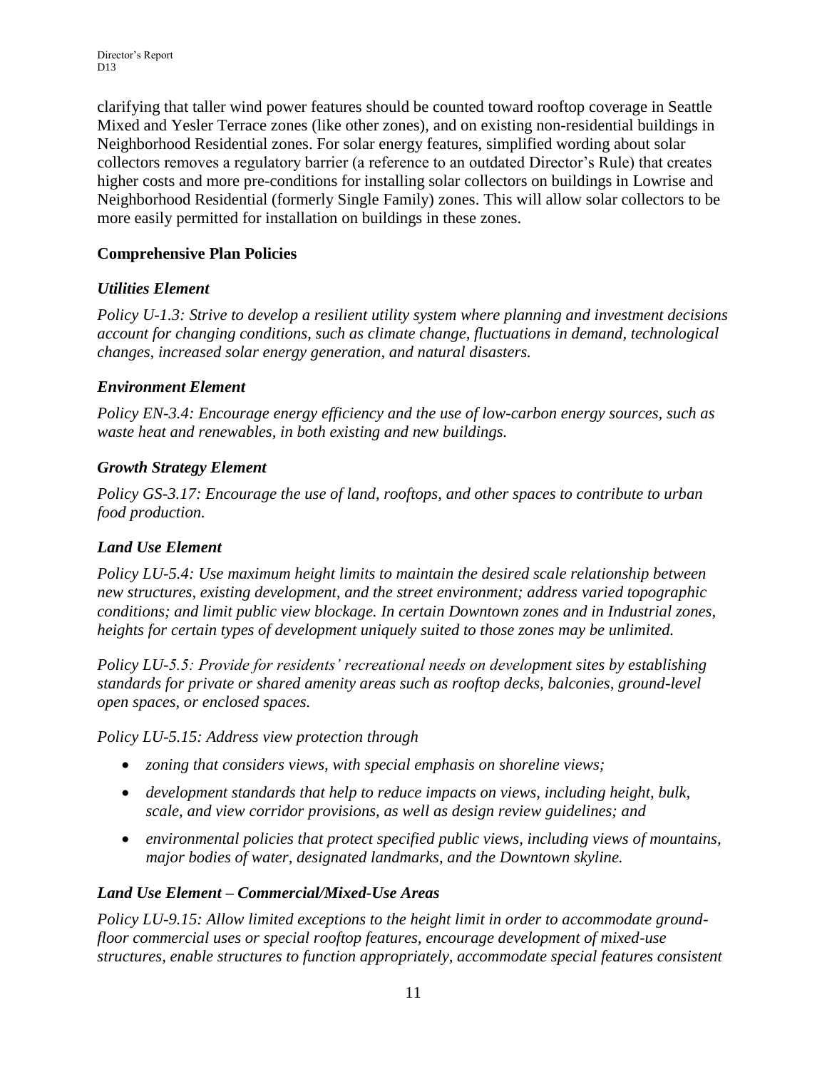clarifying that taller wind power features should be counted toward rooftop coverage in Seattle Mixed and Yesler Terrace zones (like other zones), and on existing non-residential buildings in Neighborhood Residential zones. For solar energy features, simplified wording about solar collectors removes a regulatory barrier (a reference to an outdated Director's Rule) that creates higher costs and more pre-conditions for installing solar collectors on buildings in Lowrise and Neighborhood Residential (formerly Single Family) zones. This will allow solar collectors to be more easily permitted for installation on buildings in these zones.

## Comprehensive Plan Policies

### *Utilities Element*

*Policy U-1.3: Strive to develop a resilient utility system where planning and investment decisions account for changing conditions, such as climate change, fluctuations in demand, technological changes, increased solar energy generation, and natural disasters.*

### *Environment Element*

*Policy EN-3.4: Encourage energy efficiency and the use of low-carbon energy sources, such as waste heat and renewables, in both existing and new buildings.*

### *Growth Strategy Element*

*Policy GS-3.17: Encourage the use of land, rooftops, and other spaces to contribute to urban food production.*

### *Land Use Element*

*Policy LU-5.4: Use maximum height limits to maintain the desired scale relationship between new structures, existing development, and the street environment; address varied topographic conditions; and limit public view blockage. In certain Downtown zones and in Industrial zones, heights for certain types of development uniquely suited to those zones may be unlimited.*

*Policy LU-5.5: Provide for residents' recreational needs on development sites by establishing standards for private or shared amenity areas such as rooftop decks, balconies, ground-level open spaces, or enclosed spaces.*

*Policy LU-5.15: Address view protection through*

- *zoning that considers views, with special emphasis on shoreline views;*
- *development standards that help to reduce impacts on views, including height, bulk, scale, and view corridor provisions, as well as design review guidelines; and*
- *environmental policies that protect specified public views, including views of mountains, major bodies of water, designated landmarks, and the Downtown skyline.*

### *Land Use Element – Commercial/Mixed-Use Areas*

*Policy LU-9.15: Allow limited exceptions to the height limit in order to accommodate ground-floor commercial uses or special rooftop features, encourage development of mixed-use structures, enable structures to function appropriately, accommodate special features consistent*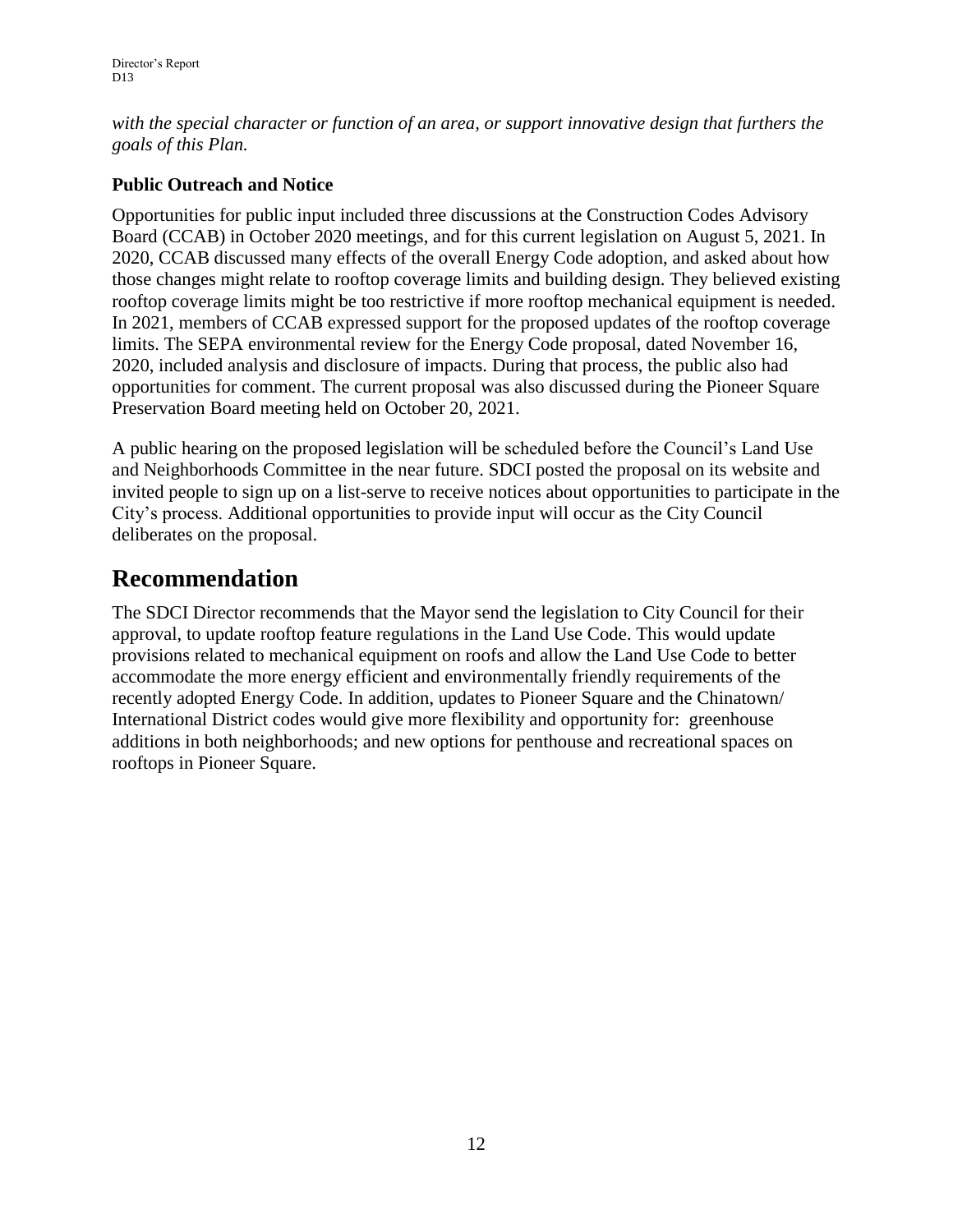*with the special character or function of an area, or support innovative design that furthers the goals of this Plan.*

**Public Outreach and Notice**

Opportunities for public input included three discussions at the Construction Codes Advisory Board (CCAB) in October 2020 meetings, and for this current legislation on August 5, 2021. In 2020, CCAB discussed many effects of the overall Energy Code adoption, and asked about how those changes might relate to rooftop coverage limits and building design. They believed existing rooftop coverage limits might be too restrictive if more rooftop mechanical equipment is needed. In 2021, members of CCAB expressed support for the proposed updates of the rooftop coverage limits. The SEPA environmental review for the Energy Code proposal, dated November 16, 2020, included analysis and disclosure of impacts. During that process, the public also had opportunities for comment. The current proposal was also discussed during the Pioneer Square Preservation Board meeting held on October 20, 2021.

A public hearing on the proposed legislation will be scheduled before the Council's Land Use and Neighborhoods Committee in the near future. SDCI posted the proposal on its website and invited people to sign up on a list-serve to receive notices about opportunities to participate in the City's process. Additional opportunities to provide input will occur as the City Council deliberates on the proposal.

# Recommendation

The SDCI Director recommends that the Mayor send the legislation to City Council for their approval, to update rooftop feature regulations in the Land Use Code. This would update provisions related to mechanical equipment on roofs and allow the Land Use Code to better accommodate the more energy efficient and environmentally friendly requirements of the recently adopted Energy Code. In addition, updates to Pioneer Square and the Chinatown/ International District codes would give more flexibility and opportunity for: greenhouse additions in both neighborhoods; and new options for penthouse and recreational spaces on rooftops in Pioneer Square.